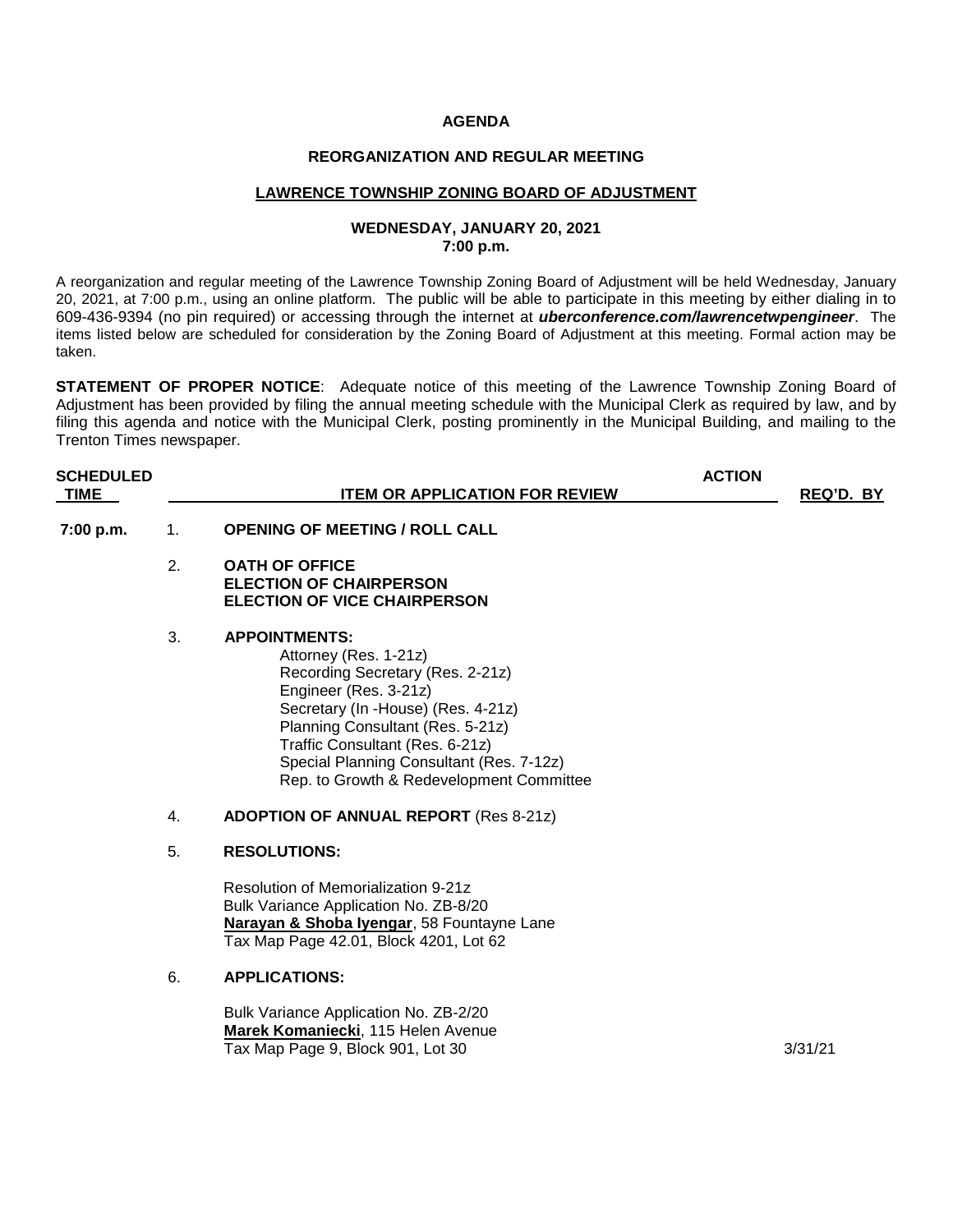**AGENDA**

**REORGANIZATION AND REGULAR MEETING**

**LAWRENCE TOWNSHIP ZONING BOARD OF ADJUSTMENT**

**WEDNESDAY, JANUARY 20, 2021**
**7:00 p.m.**

A reorganization and regular meeting of the Lawrence Township Zoning Board of Adjustment will be held Wednesday, January 20, 2021, at 7:00 p.m., using an online platform. The public will be able to participate in this meeting by either dialing in to 609-436-9394 (no pin required) or accessing through the internet at ***uberconference.com/lawrencetwpengineer***. The items listed below are scheduled for consideration by the Zoning Board of Adjustment at this meeting. Formal action may be taken.

**STATEMENT OF PROPER NOTICE**: Adequate notice of this meeting of the Lawrence Township Zoning Board of Adjustment has been provided by filing the annual meeting schedule with the Municipal Clerk as required by law, and by filing this agenda and notice with the Municipal Clerk, posting prominently in the Municipal Building, and mailing to the Trenton Times newspaper.

| SCHEDULED TIME | | ITEM OR APPLICATION FOR REVIEW | ACTION REQ'D. BY |
|---|---|---|---|
| 7:00 p.m. | 1. | **OPENING OF MEETING / ROLL CALL** | |
| | 2. | **OATH OF OFFICE**<br>**ELECTION OF CHAIRPERSON**<br>**ELECTION OF VICE CHAIRPERSON** | |
| | 3. | **APPOINTMENTS:**<br>Attorney (Res. 1-21z)<br>Recording Secretary (Res. 2-21z)<br>Engineer (Res. 3-21z)<br>Secretary (In -House) (Res. 4-21z)<br>Planning Consultant (Res. 5-21z)<br>Traffic Consultant (Res. 6-21z)<br>Special Planning Consultant (Res. 7-12z)<br>Rep. to Growth & Redevelopment Committee | |
| | 4. | **ADOPTION OF ANNUAL REPORT** (Res 8-21z) | |
| | 5. | **RESOLUTIONS:**<br><br>Resolution of Memorialization 9-21z<br>Bulk Variance Application No. ZB-8/20<br>**Narayan & Shoba Iyengar**, 58 Fountayne Lane<br>Tax Map Page 42.01, Block 4201, Lot 62 | |
| | 6. | **APPLICATIONS:**<br><br>Bulk Variance Application No. ZB-2/20<br>**Marek Komaniecki**, 115 Helen Avenue<br>Tax Map Page 9, Block 901, Lot 30 | 3/31/21 |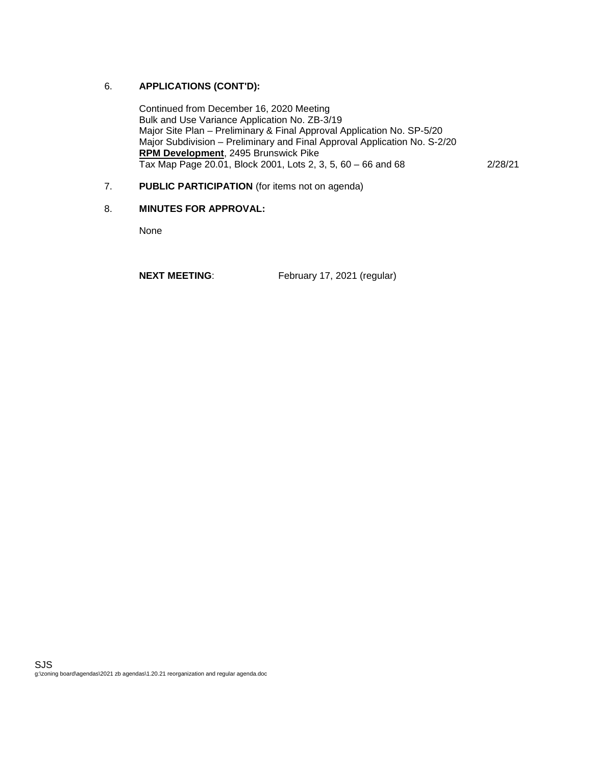6. **APPLICATIONS (CONT'D):**

   Continued from December 16, 2020 Meeting
   Bulk and Use Variance Application No. ZB-3/19
   Major Site Plan – Preliminary & Final Approval Application No. SP-5/20
   Major Subdivision – Preliminary and Final Approval Application No. S-2/20
   **RPM Development**, 2495 Brunswick Pike
   Tax Map Page 20.01, Block 2001, Lots 2, 3, 5, 60 – 66 and 68 2/28/21

7. **PUBLIC PARTICIPATION** (for items not on agenda)

8. **MINUTES FOR APPROVAL:**

   None

**NEXT MEETING**: February 17, 2021 (regular)

SJS
g:\zoning board\agendas\2021 zb agendas\1.20.21 reorganization and regular agenda.doc